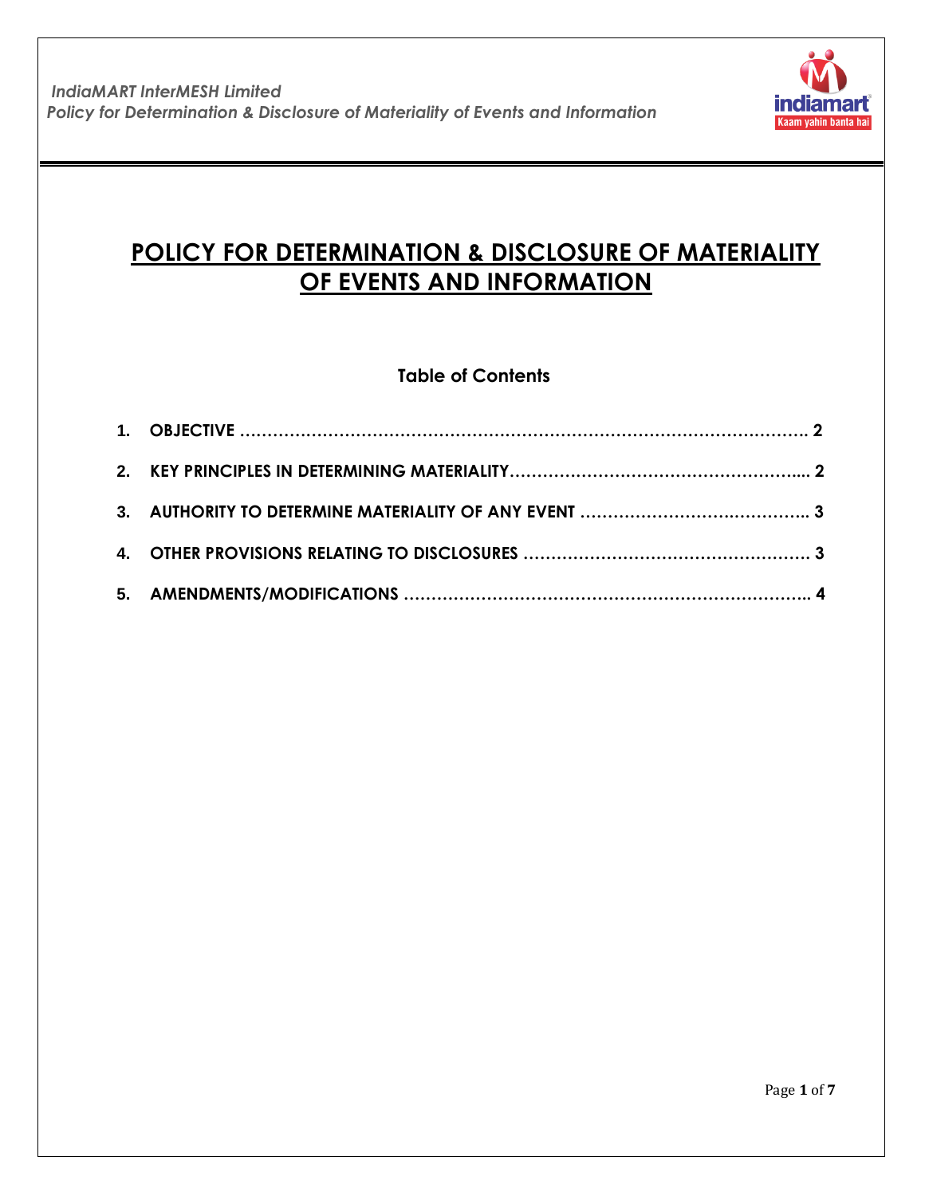# POLICY FOR DETERMINATION & DISCLOSURE OF MATERIALITY OF EVENTS AND INFORMATION

## Table of Contents

1. OBJECTIVE ……………………………………………………………………………………………. 2
2. KEY PRINCIPLES IN DETERMINING MATERIALITY…………………………………………….... 2
3. AUTHORITY TO DETERMINE MATERIALITY OF ANY EVENT ………………………….……….. 3
4. OTHER PROVISIONS RELATING TO DISCLOSURES ……………………………………………. 3
5. AMENDMENTS/MODIFICATIONS ……………………………………………………………….. 4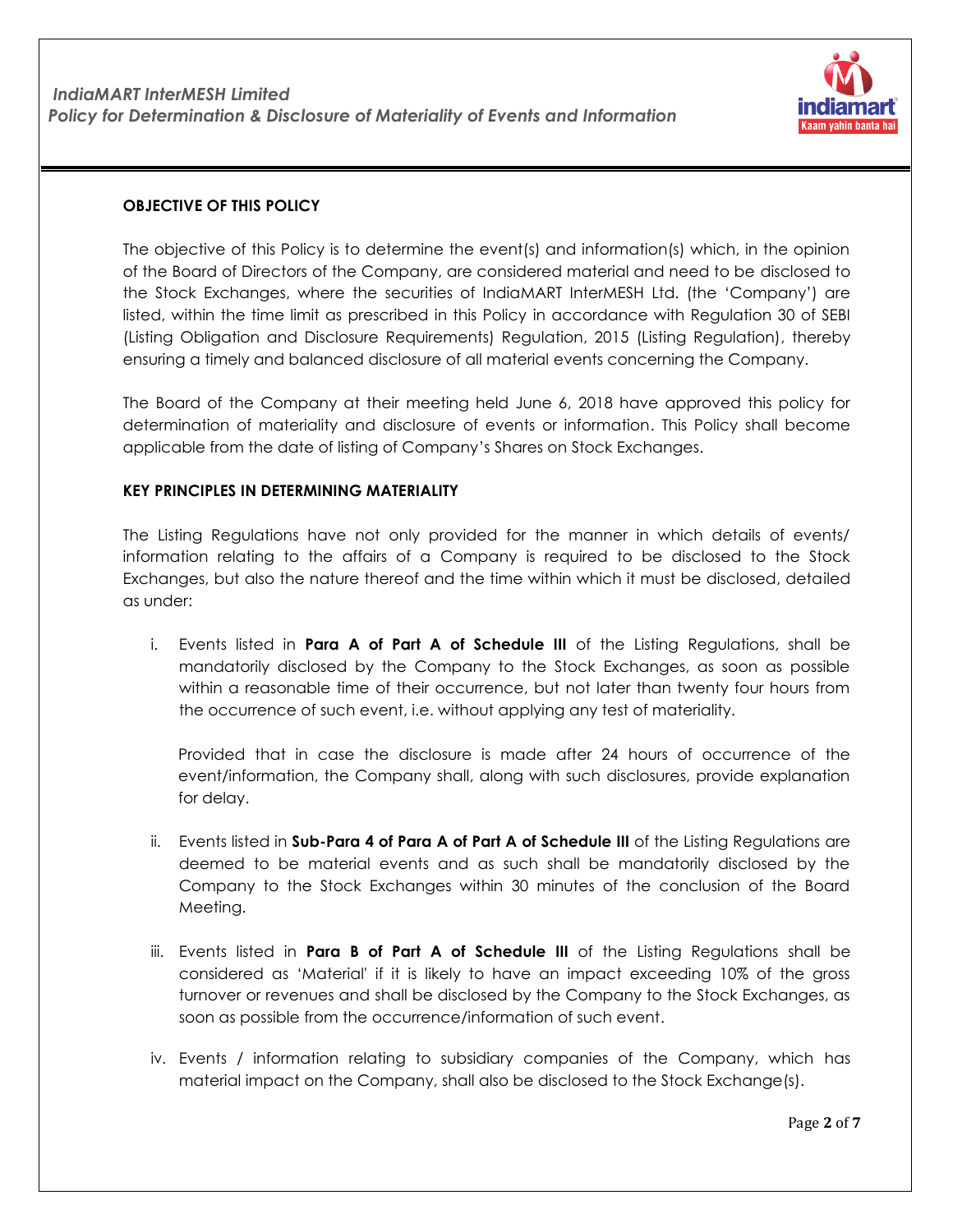## OBJECTIVE OF THIS POLICY

The objective of this Policy is to determine the event(s) and information(s) which, in the opinion of the Board of Directors of the Company, are considered material and need to be disclosed to the Stock Exchanges, where the securities of IndiaMART InterMESH Ltd. (the 'Company') are listed, within the time limit as prescribed in this Policy in accordance with Regulation 30 of SEBI (Listing Obligation and Disclosure Requirements) Regulation, 2015 (Listing Regulation), thereby ensuring a timely and balanced disclosure of all material events concerning the Company.

The Board of the Company at their meeting held June 6, 2018 have approved this policy for determination of materiality and disclosure of events or information. This Policy shall become applicable from the date of listing of Company's Shares on Stock Exchanges.

## KEY PRINCIPLES IN DETERMINING MATERIALITY

The Listing Regulations have not only provided for the manner in which details of events/ information relating to the affairs of a Company is required to be disclosed to the Stock Exchanges, but also the nature thereof and the time within which it must be disclosed, detailed as under:

i. Events listed in **Para A of Part A of Schedule III** of the Listing Regulations, shall be mandatorily disclosed by the Company to the Stock Exchanges, as soon as possible within a reasonable time of their occurrence, but not later than twenty four hours from the occurrence of such event, i.e. without applying any test of materiality.

   Provided that in case the disclosure is made after 24 hours of occurrence of the event/information, the Company shall, along with such disclosures, provide explanation for delay.

ii. Events listed in **Sub-Para 4 of Para A of Part A of Schedule III** of the Listing Regulations are deemed to be material events and as such shall be mandatorily disclosed by the Company to the Stock Exchanges within 30 minutes of the conclusion of the Board Meeting.

iii. Events listed in **Para B of Part A of Schedule III** of the Listing Regulations shall be considered as 'Material' if it is likely to have an impact exceeding 10% of the gross turnover or revenues and shall be disclosed by the Company to the Stock Exchanges, as soon as possible from the occurrence/information of such event.

iv. Events / information relating to subsidiary companies of the Company, which has material impact on the Company, shall also be disclosed to the Stock Exchange(s).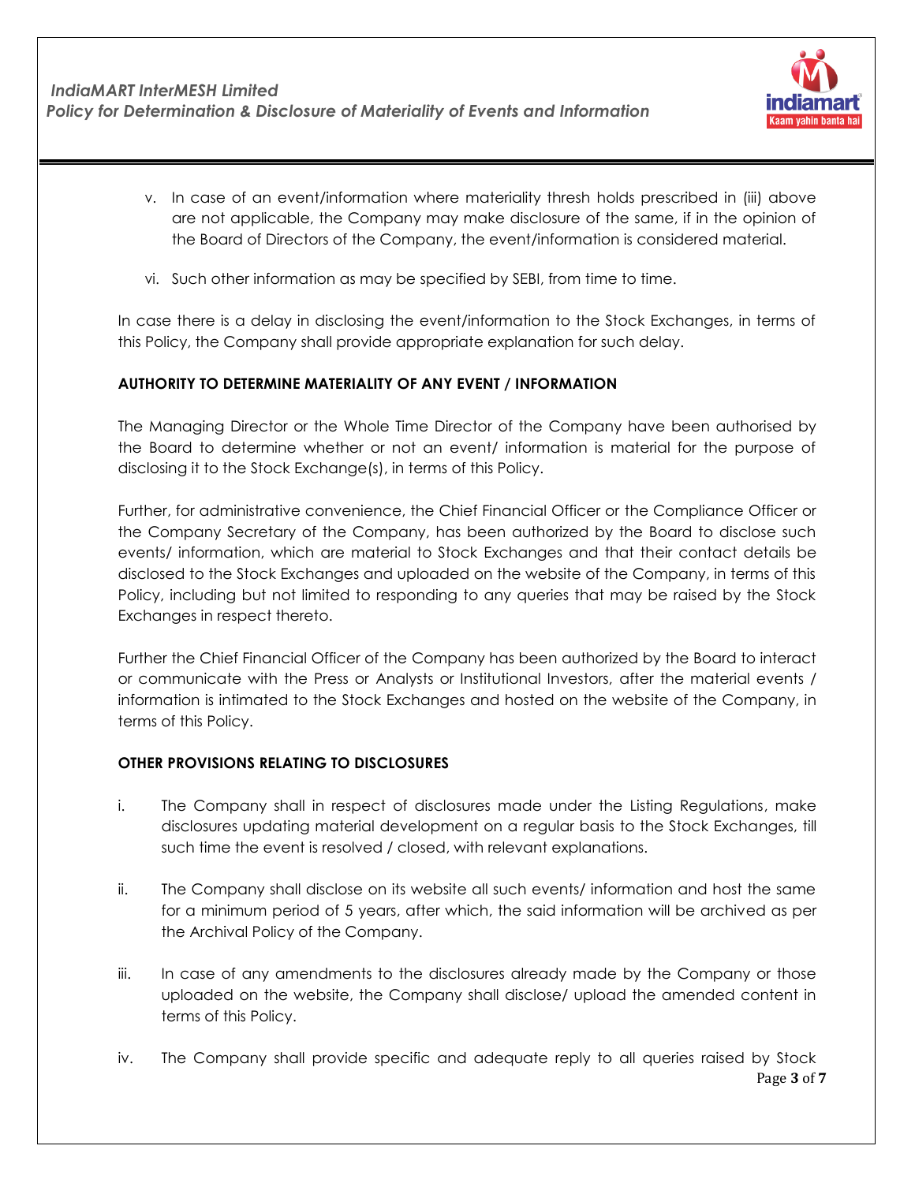v. In case of an event/information where materiality thresh holds prescribed in (iii) above are not applicable, the Company may make disclosure of the same, if in the opinion of the Board of Directors of the Company, the event/information is considered material.

vi. Such other information as may be specified by SEBI, from time to time.

In case there is a delay in disclosing the event/information to the Stock Exchanges, in terms of this Policy, the Company shall provide appropriate explanation for such delay.

**AUTHORITY TO DETERMINE MATERIALITY OF ANY EVENT / INFORMATION**

The Managing Director or the Whole Time Director of the Company have been authorised by the Board to determine whether or not an event/ information is material for the purpose of disclosing it to the Stock Exchange(s), in terms of this Policy.

Further, for administrative convenience, the Chief Financial Officer or the Compliance Officer or the Company Secretary of the Company, has been authorized by the Board to disclose such events/ information, which are material to Stock Exchanges and that their contact details be disclosed to the Stock Exchanges and uploaded on the website of the Company, in terms of this Policy, including but not limited to responding to any queries that may be raised by the Stock Exchanges in respect thereto.

Further the Chief Financial Officer of the Company has been authorized by the Board to interact or communicate with the Press or Analysts or Institutional Investors, after the material events / information is intimated to the Stock Exchanges and hosted on the website of the Company, in terms of this Policy.

**OTHER PROVISIONS RELATING TO DISCLOSURES**

i. The Company shall in respect of disclosures made under the Listing Regulations, make disclosures updating material development on a regular basis to the Stock Exchanges, till such time the event is resolved / closed, with relevant explanations.

ii. The Company shall disclose on its website all such events/ information and host the same for a minimum period of 5 years, after which, the said information will be archived as per the Archival Policy of the Company.

iii. In case of any amendments to the disclosures already made by the Company or those uploaded on the website, the Company shall disclose/ upload the amended content in terms of this Policy.

iv. The Company shall provide specific and adequate reply to all queries raised by Stock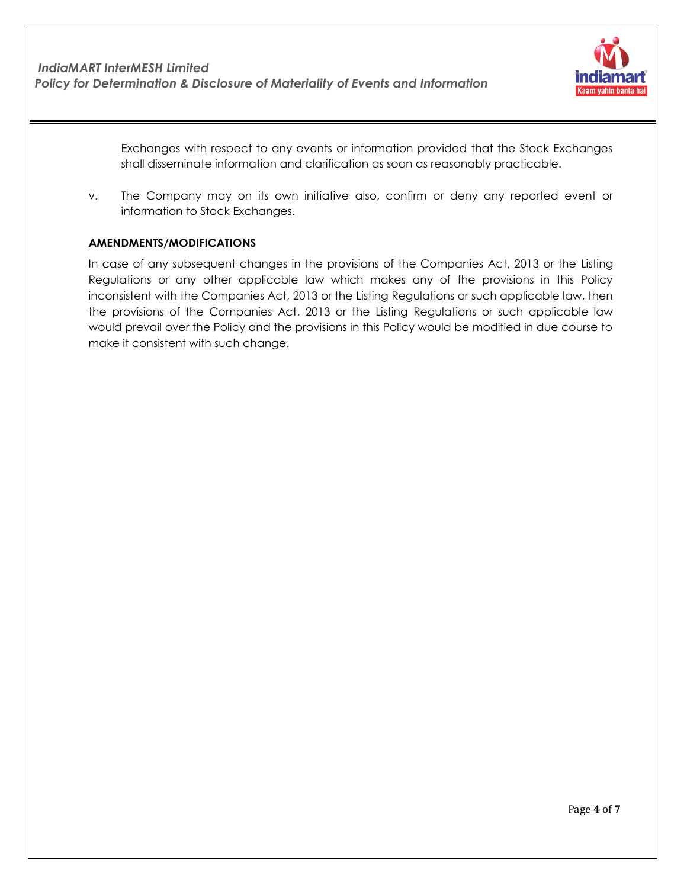Exchanges with respect to any events or information provided that the Stock Exchanges shall disseminate information and clarification as soon as reasonably practicable.

v. The Company may on its own initiative also, confirm or deny any reported event or information to Stock Exchanges.

**AMENDMENTS/MODIFICATIONS**

In case of any subsequent changes in the provisions of the Companies Act, 2013 or the Listing Regulations or any other applicable law which makes any of the provisions in this Policy inconsistent with the Companies Act, 2013 or the Listing Regulations or such applicable law, then the provisions of the Companies Act, 2013 or the Listing Regulations or such applicable law would prevail over the Policy and the provisions in this Policy would be modified in due course to make it consistent with such change.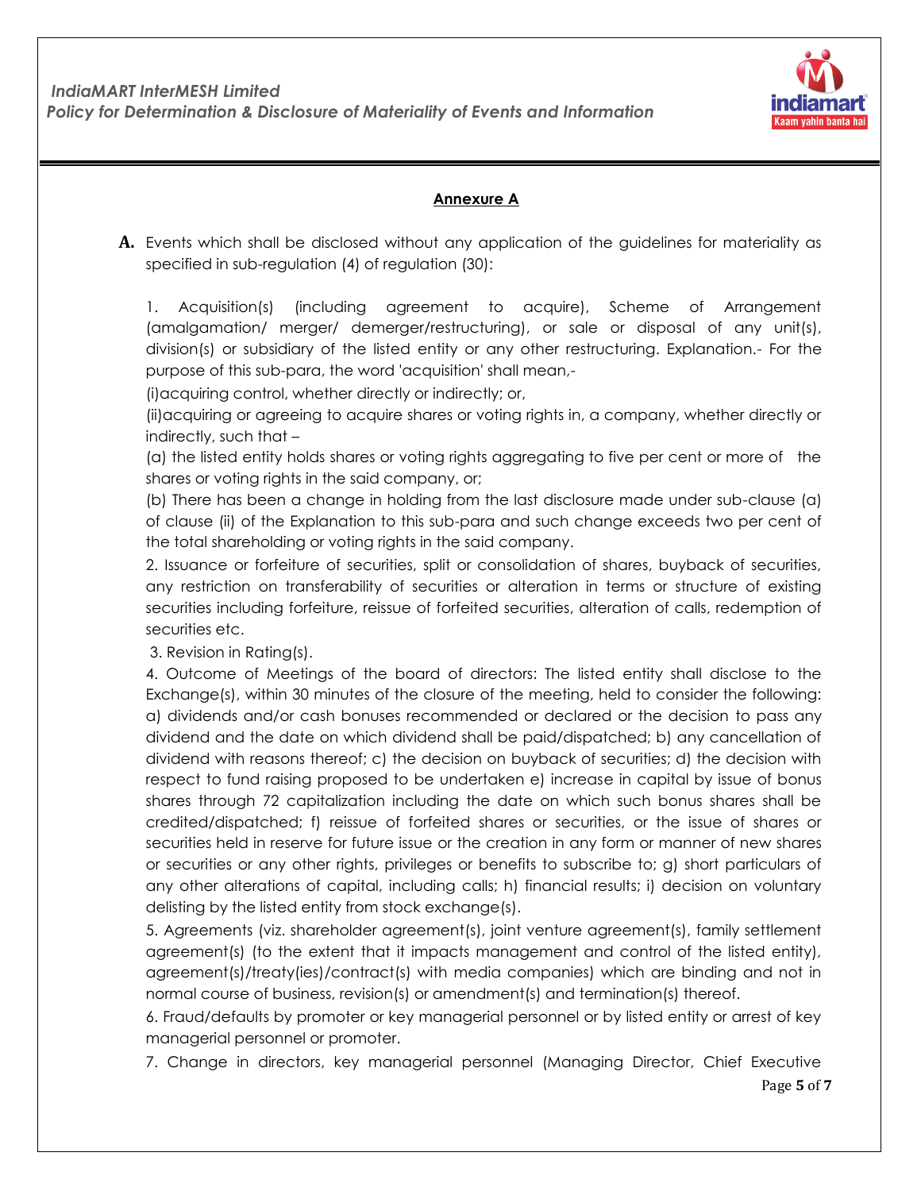## Annexure A

**A.** Events which shall be disclosed without any application of the guidelines for materiality as specified in sub-regulation (4) of regulation (30):

1. Acquisition(s) (including agreement to acquire), Scheme of Arrangement (amalgamation/ merger/ demerger/restructuring), or sale or disposal of any unit(s), division(s) or subsidiary of the listed entity or any other restructuring. Explanation.- For the purpose of this sub-para, the word 'acquisition' shall mean,-

(i)acquiring control, whether directly or indirectly; or,

(ii)acquiring or agreeing to acquire shares or voting rights in, a company, whether directly or indirectly, such that –

(a) the listed entity holds shares or voting rights aggregating to five per cent or more of the shares or voting rights in the said company, or;

(b) There has been a change in holding from the last disclosure made under sub-clause (a) of clause (ii) of the Explanation to this sub-para and such change exceeds two per cent of the total shareholding or voting rights in the said company.

2. Issuance or forfeiture of securities, split or consolidation of shares, buyback of securities, any restriction on transferability of securities or alteration in terms or structure of existing securities including forfeiture, reissue of forfeited securities, alteration of calls, redemption of securities etc.

3. Revision in Rating(s).

4. Outcome of Meetings of the board of directors: The listed entity shall disclose to the Exchange(s), within 30 minutes of the closure of the meeting, held to consider the following: a) dividends and/or cash bonuses recommended or declared or the decision to pass any dividend and the date on which dividend shall be paid/dispatched; b) any cancellation of dividend with reasons thereof; c) the decision on buyback of securities; d) the decision with respect to fund raising proposed to be undertaken e) increase in capital by issue of bonus shares through 72 capitalization including the date on which such bonus shares shall be credited/dispatched; f) reissue of forfeited shares or securities, or the issue of shares or securities held in reserve for future issue or the creation in any form or manner of new shares or securities or any other rights, privileges or benefits to subscribe to; g) short particulars of any other alterations of capital, including calls; h) financial results; i) decision on voluntary delisting by the listed entity from stock exchange(s).

5. Agreements (viz. shareholder agreement(s), joint venture agreement(s), family settlement agreement(s) (to the extent that it impacts management and control of the listed entity), agreement(s)/treaty(ies)/contract(s) with media companies) which are binding and not in normal course of business, revision(s) or amendment(s) and termination(s) thereof.

6. Fraud/defaults by promoter or key managerial personnel or by listed entity or arrest of key managerial personnel or promoter.

7. Change in directors, key managerial personnel (Managing Director, Chief Executive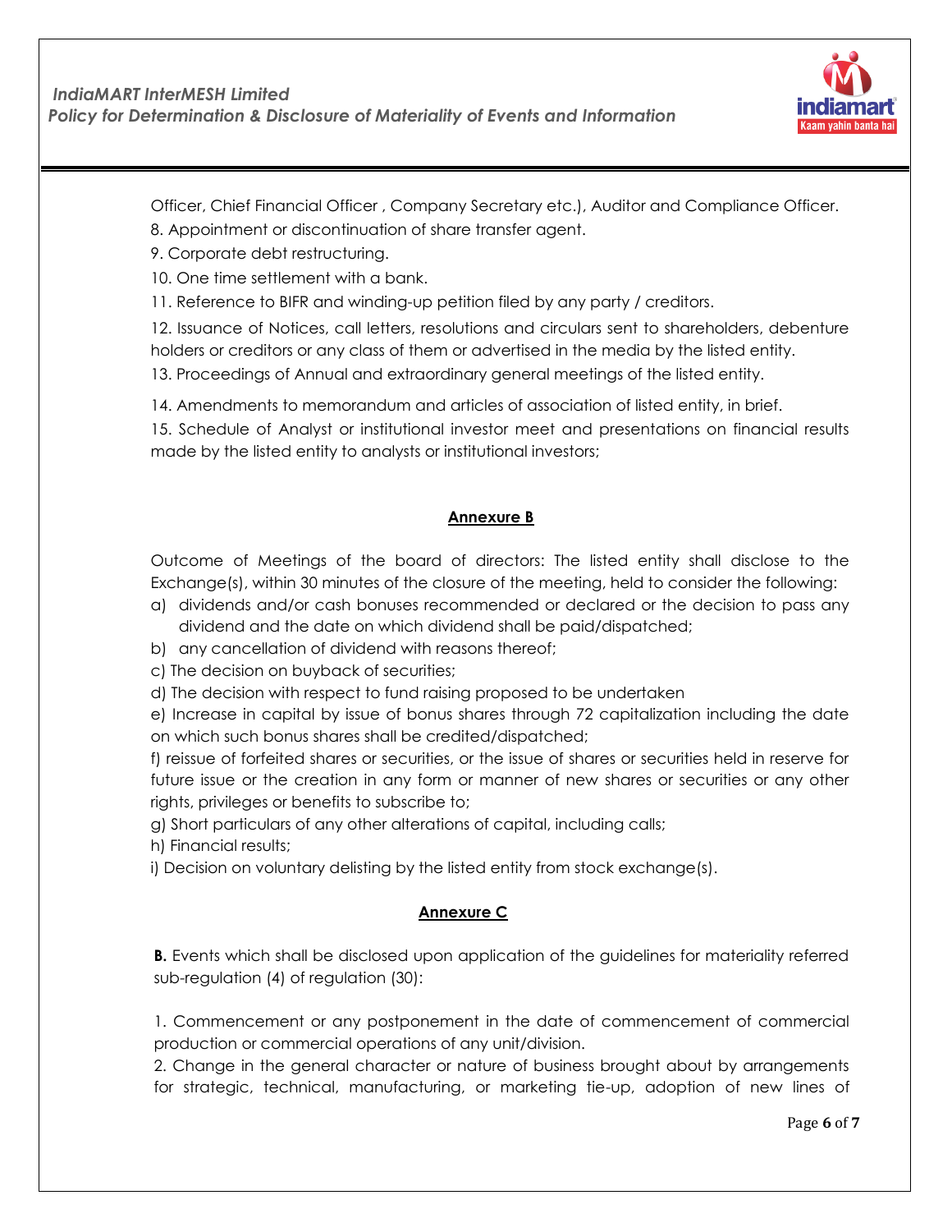Officer, Chief Financial Officer , Company Secretary etc.), Auditor and Compliance Officer.

8. Appointment or discontinuation of share transfer agent.

9. Corporate debt restructuring.

10. One time settlement with a bank.

11. Reference to BIFR and winding-up petition filed by any party / creditors.

12. Issuance of Notices, call letters, resolutions and circulars sent to shareholders, debenture holders or creditors or any class of them or advertised in the media by the listed entity.

13. Proceedings of Annual and extraordinary general meetings of the listed entity.

14. Amendments to memorandum and articles of association of listed entity, in brief.

15. Schedule of Analyst or institutional investor meet and presentations on financial results made by the listed entity to analysts or institutional investors;

## Annexure B

Outcome of Meetings of the board of directors: The listed entity shall disclose to the Exchange(s), within 30 minutes of the closure of the meeting, held to consider the following:

a) dividends and/or cash bonuses recommended or declared or the decision to pass any dividend and the date on which dividend shall be paid/dispatched;

b) any cancellation of dividend with reasons thereof;

c) The decision on buyback of securities;

d) The decision with respect to fund raising proposed to be undertaken

e) Increase in capital by issue of bonus shares through 72 capitalization including the date on which such bonus shares shall be credited/dispatched;

f) reissue of forfeited shares or securities, or the issue of shares or securities held in reserve for future issue or the creation in any form or manner of new shares or securities or any other rights, privileges or benefits to subscribe to;

g) Short particulars of any other alterations of capital, including calls;

h) Financial results;

i) Decision on voluntary delisting by the listed entity from stock exchange(s).

## Annexure C

**B.** Events which shall be disclosed upon application of the guidelines for materiality referred sub-regulation (4) of regulation (30):

1. Commencement or any postponement in the date of commencement of commercial production or commercial operations of any unit/division.

2. Change in the general character or nature of business brought about by arrangements for strategic, technical, manufacturing, or marketing tie-up, adoption of new lines of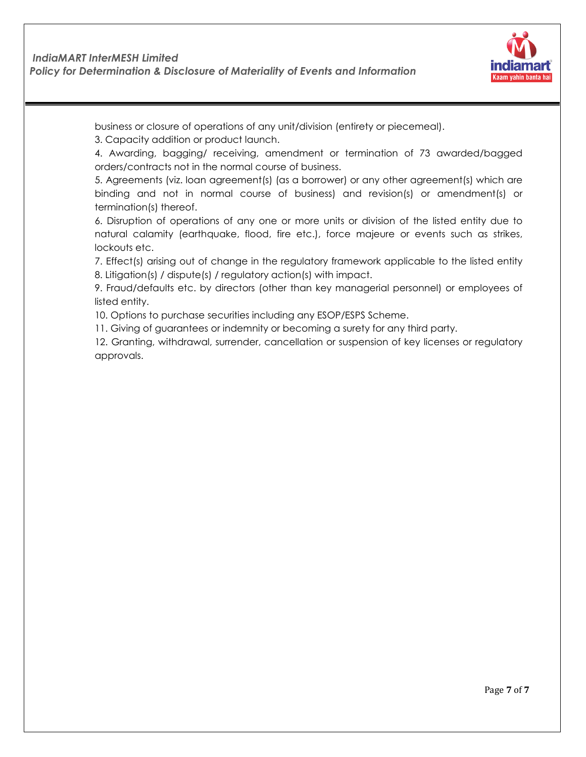business or closure of operations of any unit/division (entirety or piecemeal).

3. Capacity addition or product launch.

4. Awarding, bagging/ receiving, amendment or termination of 73 awarded/bagged orders/contracts not in the normal course of business.

5. Agreements (viz. loan agreement(s) (as a borrower) or any other agreement(s) which are binding and not in normal course of business) and revision(s) or amendment(s) or termination(s) thereof.

6. Disruption of operations of any one or more units or division of the listed entity due to natural calamity (earthquake, flood, fire etc.), force majeure or events such as strikes, lockouts etc.

7. Effect(s) arising out of change in the regulatory framework applicable to the listed entity

8. Litigation(s) / dispute(s) / regulatory action(s) with impact.

9. Fraud/defaults etc. by directors (other than key managerial personnel) or employees of listed entity.

10. Options to purchase securities including any ESOP/ESPS Scheme.

11. Giving of guarantees or indemnity or becoming a surety for any third party.

12. Granting, withdrawal, surrender, cancellation or suspension of key licenses or regulatory approvals.